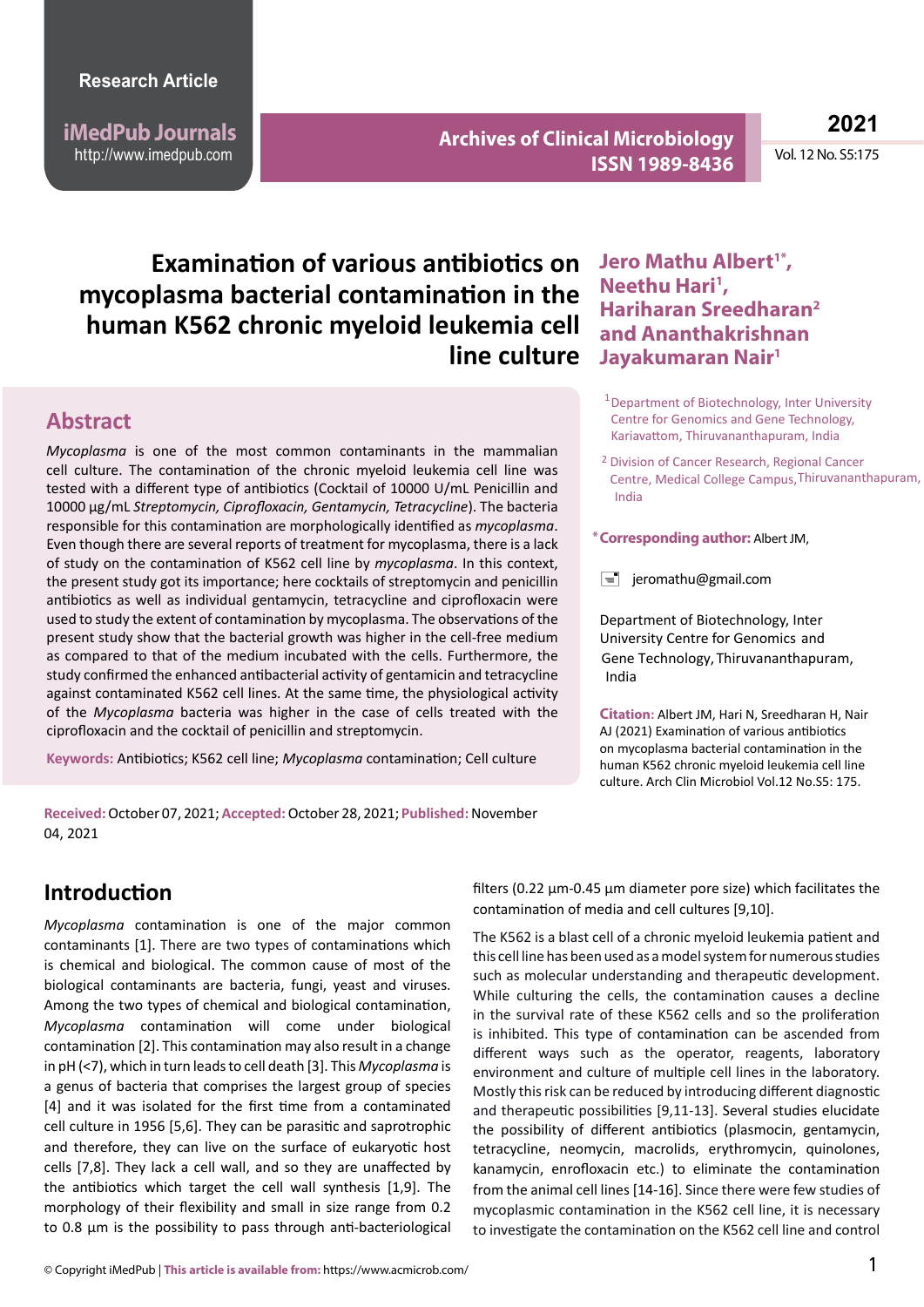# Examination of various antibiotics on mycoplasma bacterial contamination in the human K562 chronic myeloid leukemia cell line culture

**Jero Mathu Albert[1*], Neethu Hari[1], Hariharan Sreedharan[2] and Ananthakrishnan Jayakumaran Nair[1]**

[1] Department of Biotechnology, Inter University Centre for Genomics and Gene Technology, Kariavattom, Thiruvananthapuram, India

[2] Division of Cancer Research, Regional Cancer Centre, Medical College Campus, Thiruvananthapuram, India

**\*Corresponding author:** Albert JM,

jeromathu@gmail.com

Department of Biotechnology, Inter University Centre for Genomics and Gene Technology, Thiruvananthapuram, India

**Citation:** Albert JM, Hari N, Sreedharan H, Nair AJ (2021) Examination of various antibiotics on mycoplasma bacterial contamination in the human K562 chronic myeloid leukemia cell line culture. Arch Clin Microbiol Vol.12 No.S5: 175.

## Abstract

*Mycoplasma* is one of the most common contaminants in the mammalian cell culture. The contamination of the chronic myeloid leukemia cell line was tested with a different type of antibiotics (Cocktail of 10000 U/mL Penicillin and 10000 µg/mL *Streptomycin, Ciprofloxacin, Gentamycin, Tetracycline*). The bacteria responsible for this contamination are morphologically identified as *mycoplasma*. Even though there are several reports of treatment for mycoplasma, there is a lack of study on the contamination of K562 cell line by *mycoplasma*. In this context, the present study got its importance; here cocktails of streptomycin and penicillin antibiotics as well as individual gentamycin, tetracycline and ciprofloxacin were used to study the extent of contamination by mycoplasma. The observations of the present study show that the bacterial growth was higher in the cell-free medium as compared to that of the medium incubated with the cells. Furthermore, the study confirmed the enhanced antibacterial activity of gentamicin and tetracycline against contaminated K562 cell lines. At the same time, the physiological activity of the *Mycoplasma* bacteria was higher in the case of cells treated with the ciprofloxacin and the cocktail of penicillin and streptomycin.

**Keywords:** Antibiotics; K562 cell line; *Mycoplasma* contamination; Cell culture

**Received:** October 07, 2021; **Accepted:** October 28, 2021; **Published:** November 04, 2021

## Introduction

*Mycoplasma* contamination is one of the major common contaminants [1]. There are two types of contaminations which is chemical and biological. The common cause of most of the biological contaminants are bacteria, fungi, yeast and viruses. Among the two types of chemical and biological contamination, *Mycoplasma* contamination will come under biological contamination [2]. This contamination may also result in a change in pH (<7), which in turn leads to cell death [3]. This *Mycoplasma* is a genus of bacteria that comprises the largest group of species [4] and it was isolated for the first time from a contaminated cell culture in 1956 [5,6]. They can be parasitic and saprotrophic and therefore, they can live on the surface of eukaryotic host cells [7,8]. They lack a cell wall, and so they are unaffected by the antibiotics which target the cell wall synthesis [1,9]. The morphology of their flexibility and small in size range from 0.2 to 0.8 µm is the possibility to pass through anti-bacteriological filters (0.22 µm-0.45 µm diameter pore size) which facilitates the contamination of media and cell cultures [9,10].

The K562 is a blast cell of a chronic myeloid leukemia patient and this cell line has been used as a model system for numerous studies such as molecular understanding and therapeutic development. While culturing the cells, the contamination causes a decline in the survival rate of these K562 cells and so the proliferation is inhibited. This type of contamination can be ascended from different ways such as the operator, reagents, laboratory environment and culture of multiple cell lines in the laboratory. Mostly this risk can be reduced by introducing different diagnostic and therapeutic possibilities [9,11-13]. Several studies elucidate the possibility of different antibiotics (plasmocin, gentamycin, tetracycline, neomycin, macrolids, erythromycin, quinolones, kanamycin, enrofloxacin etc.) to eliminate the contamination from the animal cell lines [14-16]. Since there were few studies of mycoplasmic contamination in the K562 cell line, it is necessary to investigate the contamination on the K562 cell line and control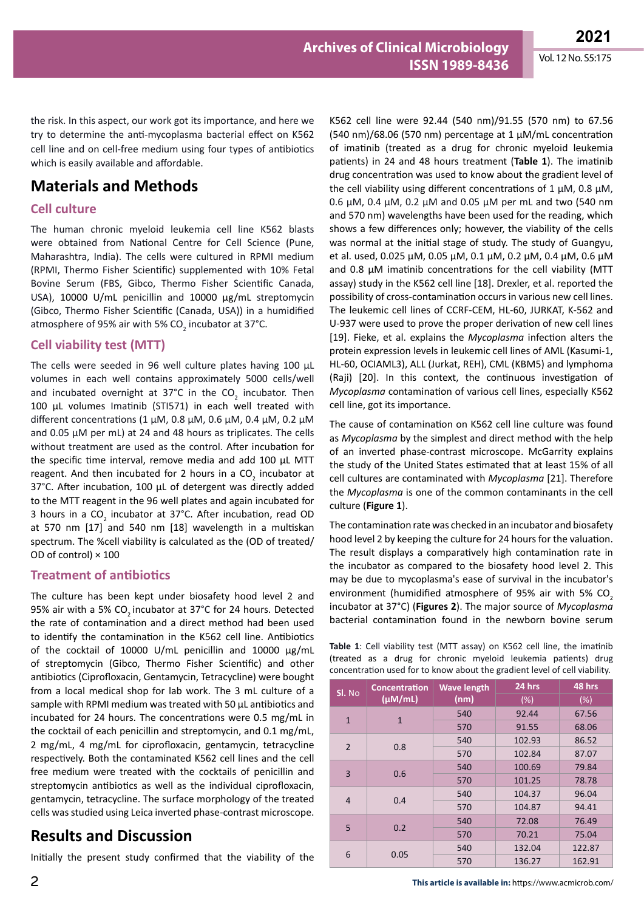the risk. In this aspect, our work got its importance, and here we try to determine the anti-mycoplasma bacterial effect on K562 cell line and on cell-free medium using four types of antibiotics which is easily available and affordable.

## Materials and Methods

### Cell culture

The human chronic myeloid leukemia cell line K562 blasts were obtained from National Centre for Cell Science (Pune, Maharashtra, India). The cells were cultured in RPMI medium (RPMI, Thermo Fisher Scientific) supplemented with 10% Fetal Bovine Serum (FBS, Gibco, Thermo Fisher Scientific Canada, USA), 10000 U/mL penicillin and 10000 µg/mL streptomycin (Gibco, Thermo Fisher Scientific (Canada, USA)) in a humidified atmosphere of 95% air with 5% $CO_2$ incubator at 37°C.

### Cell viability test (MTT)

The cells were seeded in 96 well culture plates having 100 µL volumes in each well contains approximately 5000 cells/well and incubated overnight at 37°C in the $CO_2$ incubator. Then 100 µL volumes Imatinib (STI571) in each well treated with different concentrations (1 µM, 0.8 µM, 0.6 µM, 0.4 µM, 0.2 µM and 0.05 µM per mL) at 24 and 48 hours as triplicates. The cells without treatment are used as the control. After incubation for the specific time interval, remove media and add 100 µL MTT reagent. And then incubated for 2 hours in a $CO_2$ incubator at 37°C. After incubation, 100 µL of detergent was directly added to the MTT reagent in the 96 well plates and again incubated for 3 hours in a $CO_2$ incubator at 37°C. After incubation, read OD at 570 nm [17] and 540 nm [18] wavelength in a multiskan spectrum. The %cell viability is calculated as the (OD of treated/ OD of control) × 100

### Treatment of antibiotics

The culture has been kept under biosafety hood level 2 and 95% air with a 5% $CO_2$ incubator at 37°C for 24 hours. Detected the rate of contamination and a direct method had been used to identify the contamination in the K562 cell line. Antibiotics of the cocktail of 10000 U/mL penicillin and 10000 µg/mL of streptomycin (Gibco, Thermo Fisher Scientific) and other antibiotics (Ciprofloxacin, Gentamycin, Tetracycline) were bought from a local medical shop for lab work. The 3 mL culture of a sample with RPMI medium was treated with 50 µL antibiotics and incubated for 24 hours. The concentrations were 0.5 mg/mL in the cocktail of each penicillin and streptomycin, and 0.1 mg/mL, 2 mg/mL, 4 mg/mL for ciprofloxacin, gentamycin, tetracycline respectively. Both the contaminated K562 cell lines and the cell free medium were treated with the cocktails of penicillin and streptomycin antibiotics as well as the individual ciprofloxacin, gentamycin, tetracycline. The surface morphology of the treated cells was studied using Leica inverted phase-contrast microscope.

## Results and Discussion

Initially the present study confirmed that the viability of the K562 cell line were 92.44 (540 nm)/91.55 (570 nm) to 67.56 (540 nm)/68.06 (570 nm) percentage at 1 µM/mL concentration of imatinib (treated as a drug for chronic myeloid leukemia patients) in 24 and 48 hours treatment (**Table 1**). The imatinib drug concentration was used to know about the gradient level of the cell viability using different concentrations of 1 µM, 0.8 µM, 0.6 µM, 0.4 µM, 0.2 µM and 0.05 µM per mL and two (540 nm and 570 nm) wavelengths have been used for the reading, which shows a few differences only; however, the viability of the cells was normal at the initial stage of study. The study of Guangyu, et al. used, 0.025 µM, 0.05 µM, 0.1 µM, 0.2 µM, 0.4 µM, 0.6 µM and 0.8 µM imatinib concentrations for the cell viability (MTT assay) study in the K562 cell line [18]. Drexler, et al. reported the possibility of cross-contamination occurs in various new cell lines. The leukemic cell lines of CCRF-CEM, HL-60, JURKAT, K-562 and U-937 were used to prove the proper derivation of new cell lines [19]. Fieke, et al. explains the *Mycoplasma* infection alters the protein expression levels in leukemic cell lines of AML (Kasumi-1, HL-60, OCIAML3), ALL (Jurkat, REH), CML (KBM5) and lymphoma (Raji) [20]. In this context, the continuous investigation of *Mycoplasma* contamination of various cell lines, especially K562 cell line, got its importance.

The cause of contamination on K562 cell line culture was found as *Mycoplasma* by the simplest and direct method with the help of an inverted phase-contrast microscope. McGarrity explains the study of the United States estimated that at least 15% of all cell cultures are contaminated with *Mycoplasma* [21]. Therefore the *Mycoplasma* is one of the common contaminants in the cell culture (**Figure 1**).

The contamination rate was checked in an incubator and biosafety hood level 2 by keeping the culture for 24 hours for the valuation. The result displays a comparatively high contamination rate in the incubator as compared to the biosafety hood level 2. This may be due to mycoplasma's ease of survival in the incubator's environment (humidified atmosphere of 95% air with 5% $CO_2$ incubator at 37°C) (**Figures 2**). The major source of *Mycoplasma* bacterial contamination found in the newborn bovine serum

**Table 1**: Cell viability test (MTT assay) on K562 cell line, the imatinib (treated as a drug for chronic myeloid leukemia patients) drug concentration used for to know about the gradient level of cell viability.

| Sl. No | Concentration (µM/mL) | Wave length (nm) | 24 hrs (%) | 48 hrs (%) |
|---|---|---|---|---|
| 1 | 1 | 540 | 92.44 | 67.56 |
| | | 570 | 91.55 | 68.06 |
| 2 | 0.8 | 540 | 102.93 | 86.52 |
| | | 570 | 102.84 | 87.07 |
| 3 | 0.6 | 540 | 100.69 | 79.84 |
| | | 570 | 101.25 | 78.78 |
| 4 | 0.4 | 540 | 104.37 | 96.04 |
| | | 570 | 104.87 | 94.41 |
| 5 | 0.2 | 540 | 72.08 | 76.49 |
| | | 570 | 70.21 | 75.04 |
| 6 | 0.05 | 540 | 132.04 | 122.87 |
| | | 570 | 136.27 | 162.91 |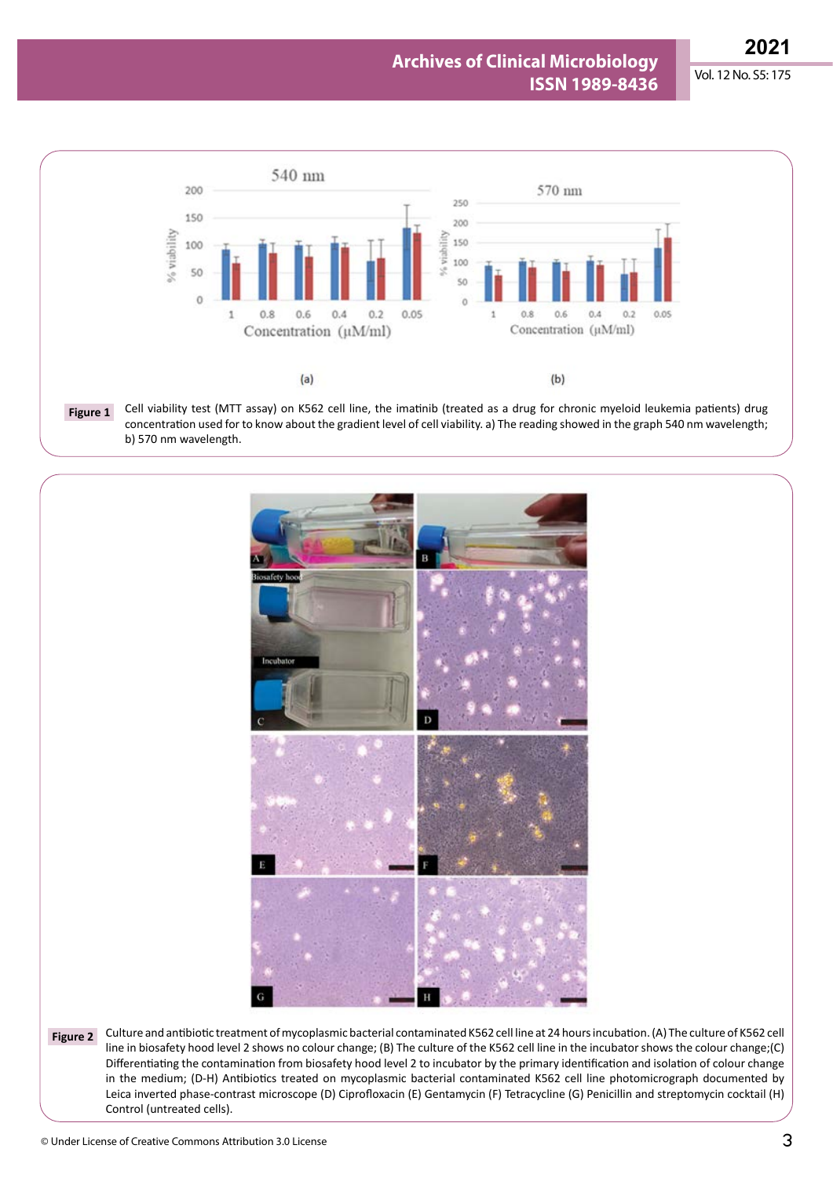**Figure 1** Cell viability test (MTT assay) on K562 cell line, the imatinib (treated as a drug for chronic myeloid leukemia patients) drug concentration used for to know about the gradient level of cell viability. a) The reading showed in the graph 540 nm wavelength; b) 570 nm wavelength.

**Figure 2** Culture and antibiotic treatment of mycoplasmic bacterial contaminated K562 cell line at 24 hours incubation. (A) The culture of K562 cell line in biosafety hood level 2 shows no colour change; (B) The culture of the K562 cell line in the incubator shows the colour change;(C) Differentiating the contamination from biosafety hood level 2 to incubator by the primary identification and isolation of colour change in the medium; (D-H) Antibiotics treated on mycoplasmic bacterial contaminated K562 cell line photomicrograph documented by Leica inverted phase-contrast microscope (D) Ciprofloxacin (E) Gentamycin (F) Tetracycline (G) Penicillin and streptomycin cocktail (H) Control (untreated cells).

© Under License of Creative Commons Attribution 3.0 License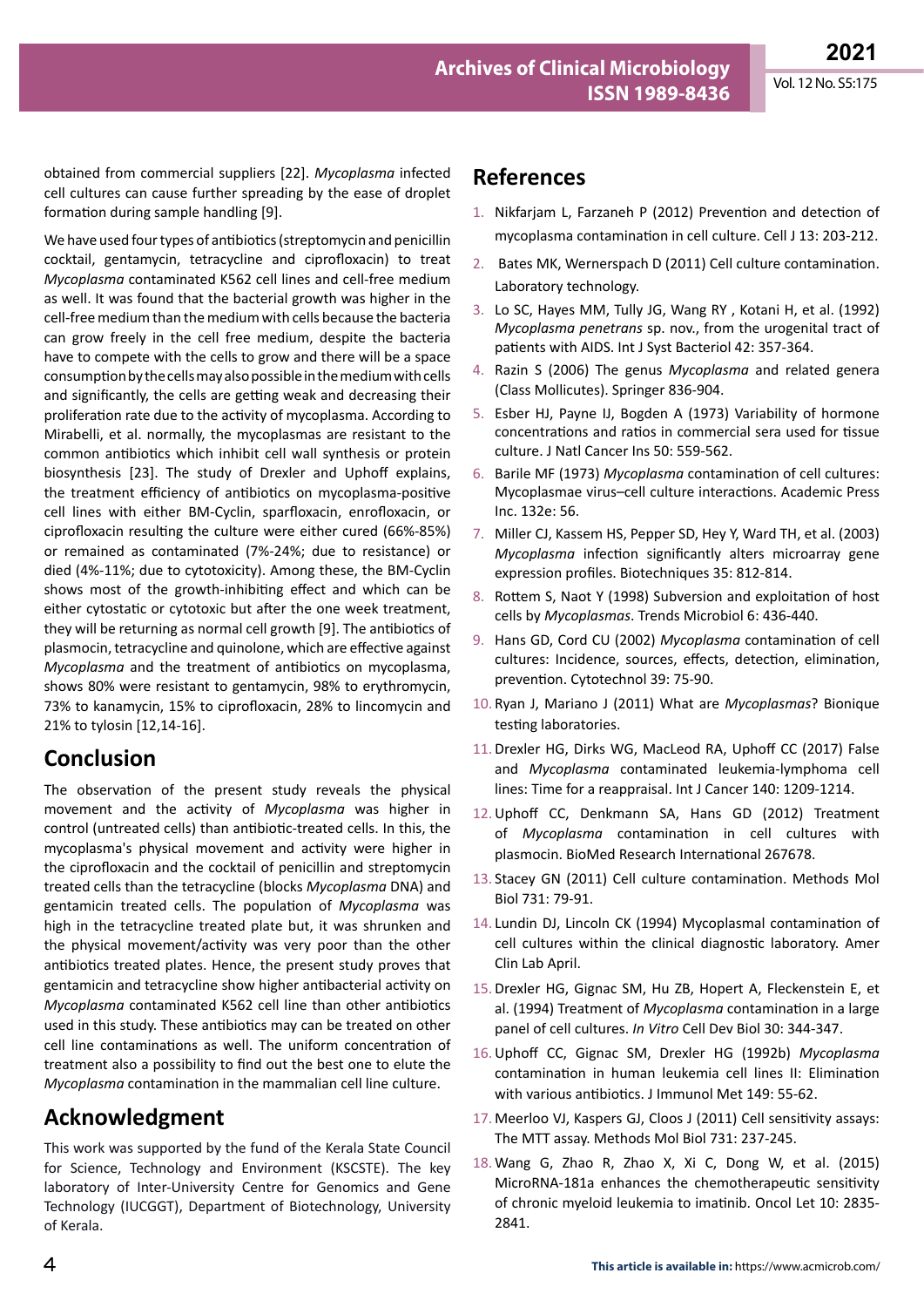obtained from commercial suppliers [22]. *Mycoplasma* infected cell cultures can cause further spreading by the ease of droplet formation during sample handling [9].

We have used four types of antibiotics (streptomycin and penicillin cocktail, gentamycin, tetracycline and ciprofloxacin) to treat *Mycoplasma* contaminated K562 cell lines and cell-free medium as well. It was found that the bacterial growth was higher in the cell-free medium than the medium with cells because the bacteria can grow freely in the cell free medium, despite the bacteria have to compete with the cells to grow and there will be a space consumption by the cells may also possible in the medium with cells and significantly, the cells are getting weak and decreasing their proliferation rate due to the activity of mycoplasma. According to Mirabelli, et al. normally, the mycoplasmas are resistant to the common antibiotics which inhibit cell wall synthesis or protein biosynthesis [23]. The study of Drexler and Uphoff explains, the treatment efficiency of antibiotics on mycoplasma-positive cell lines with either BM-Cyclin, sparfloxacin, enrofloxacin, or ciprofloxacin resulting the culture were either cured (66%-85%) or remained as contaminated (7%-24%; due to resistance) or died (4%-11%; due to cytotoxicity). Among these, the BM-Cyclin shows most of the growth-inhibiting effect and which can be either cytostatic or cytotoxic but after the one week treatment, they will be returning as normal cell growth [9]. The antibiotics of plasmocin, tetracycline and quinolone, which are effective against *Mycoplasma* and the treatment of antibiotics on mycoplasma, shows 80% were resistant to gentamycin, 98% to erythromycin, 73% to kanamycin, 15% to ciprofloxacin, 28% to lincomycin and 21% to tylosin [12,14-16].

## Conclusion

The observation of the present study reveals the physical movement and the activity of *Mycoplasma* was higher in control (untreated cells) than antibiotic-treated cells. In this, the mycoplasma's physical movement and activity were higher in the ciprofloxacin and the cocktail of penicillin and streptomycin treated cells than the tetracycline (blocks *Mycoplasma* DNA) and gentamicin treated cells. The population of *Mycoplasma* was high in the tetracycline treated plate but, it was shrunken and the physical movement/activity was very poor than the other antibiotics treated plates. Hence, the present study proves that gentamicin and tetracycline show higher antibacterial activity on *Mycoplasma* contaminated K562 cell line than other antibiotics used in this study. These antibiotics may can be treated on other cell line contaminations as well. The uniform concentration of treatment also a possibility to find out the best one to elute the *Mycoplasma* contamination in the mammalian cell line culture.

## Acknowledgment

This work was supported by the fund of the Kerala State Council for Science, Technology and Environment (KSCSTE). The key laboratory of Inter-University Centre for Genomics and Gene Technology (IUCGGT), Department of Biotechnology, University of Kerala.

## References

1. Nikfarjam L, Farzaneh P (2012) Prevention and detection of mycoplasma contamination in cell culture. Cell J 13: 203-212.
2. Bates MK, Wernerspach D (2011) Cell culture contamination. Laboratory technology.
3. Lo SC, Hayes MM, Tully JG, Wang RY , Kotani H, et al. (1992) *Mycoplasma penetrans* sp. nov., from the urogenital tract of patients with AIDS. Int J Syst Bacteriol 42: 357-364.
4. Razin S (2006) The genus *Mycoplasma* and related genera (Class Mollicutes). Springer 836-904.
5. Esber HJ, Payne IJ, Bogden A (1973) Variability of hormone concentrations and ratios in commercial sera used for tissue culture. J Natl Cancer Ins 50: 559-562.
6. Barile MF (1973) *Mycoplasma* contamination of cell cultures: Mycoplasmae virus–cell culture interactions. Academic Press Inc. 132e: 56.
7. Miller CJ, Kassem HS, Pepper SD, Hey Y, Ward TH, et al. (2003) *Mycoplasma* infection significantly alters microarray gene expression profiles. Biotechniques 35: 812-814.
8. Rottem S, Naot Y (1998) Subversion and exploitation of host cells by *Mycoplasmas*. Trends Microbiol 6: 436-440.
9. Hans GD, Cord CU (2002) *Mycoplasma* contamination of cell cultures: Incidence, sources, effects, detection, elimination, prevention. Cytotechnol 39: 75-90.
10. Ryan J, Mariano J (2011) What are *Mycoplasmas*? Bionique testing laboratories.
11. Drexler HG, Dirks WG, MacLeod RA, Uphoff CC (2017) False and *Mycoplasma* contaminated leukemia-lymphoma cell lines: Time for a reappraisal. Int J Cancer 140: 1209-1214.
12. Uphoff CC, Denkmann SA, Hans GD (2012) Treatment of *Mycoplasma* contamination in cell cultures with plasmocin. BioMed Research International 267678.
13. Stacey GN (2011) Cell culture contamination. Methods Mol Biol 731: 79-91.
14. Lundin DJ, Lincoln CK (1994) Mycoplasmal contamination of cell cultures within the clinical diagnostic laboratory. Amer Clin Lab April.
15. Drexler HG, Gignac SM, Hu ZB, Hopert A, Fleckenstein E, et al. (1994) Treatment of *Mycoplasma* contamination in a large panel of cell cultures. *In Vitro* Cell Dev Biol 30: 344-347.
16. Uphoff CC, Gignac SM, Drexler HG (1992b) *Mycoplasma* contamination in human leukemia cell lines II: Elimination with various antibiotics. J Immunol Met 149: 55-62.
17. Meerloo VJ, Kaspers GJ, Cloos J (2011) Cell sensitivity assays: The MTT assay. Methods Mol Biol 731: 237-245.
18. Wang G, Zhao R, Zhao X, Xi C, Dong W, et al. (2015) MicroRNA-181a enhances the chemotherapeutic sensitivity of chronic myeloid leukemia to imatinib. Oncol Let 10: 2835-2841.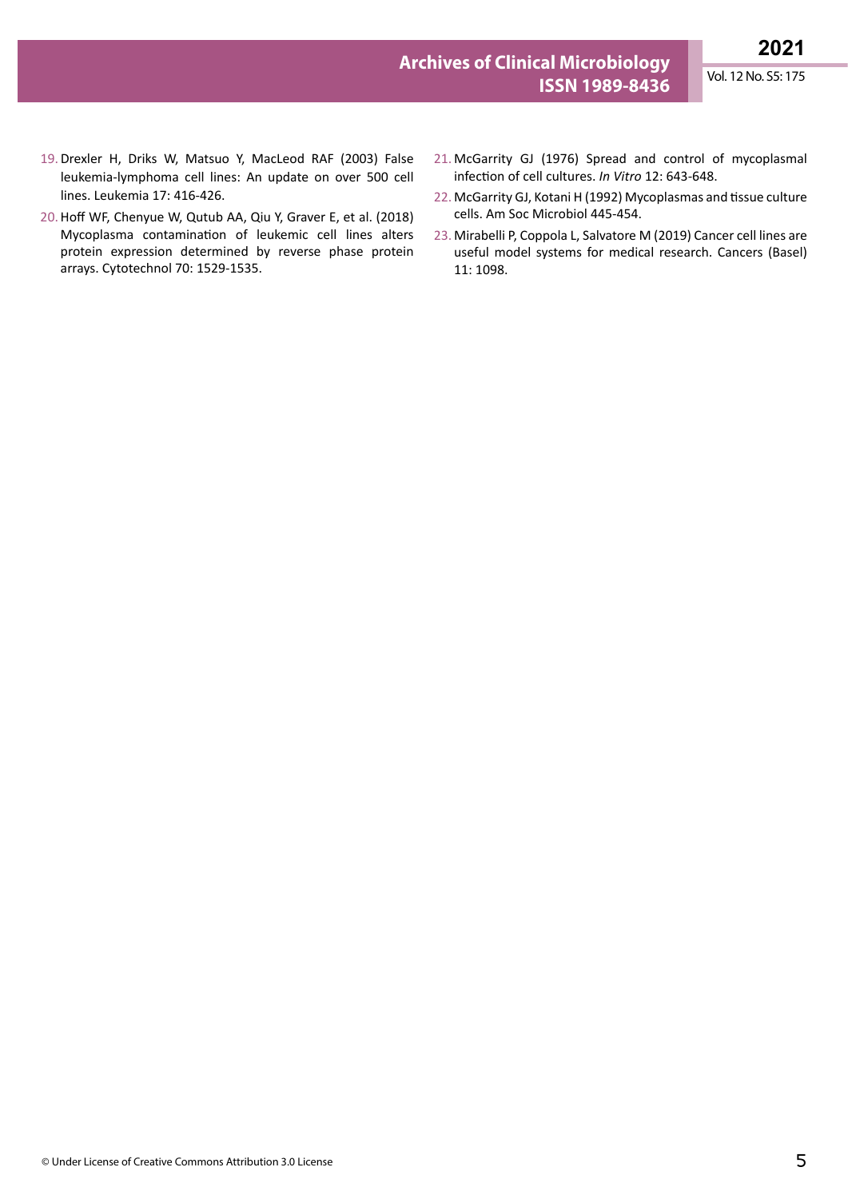19. Drexler H, Driks W, Matsuo Y, MacLeod RAF (2003) False leukemia-lymphoma cell lines: An update on over 500 cell lines. Leukemia 17: 416-426.
20. Hoff WF, Chenyue W, Qutub AA, Qiu Y, Graver E, et al. (2018) Mycoplasma contamination of leukemic cell lines alters protein expression determined by reverse phase protein arrays. Cytotechnol 70: 1529-1535.
21. McGarrity GJ (1976) Spread and control of mycoplasmal infection of cell cultures. *In Vitro* 12: 643-648.
22. McGarrity GJ, Kotani H (1992) Mycoplasmas and tissue culture cells. Am Soc Microbiol 445-454.
23. Mirabelli P, Coppola L, Salvatore M (2019) Cancer cell lines are useful model systems for medical research. Cancers (Basel) 11: 1098.